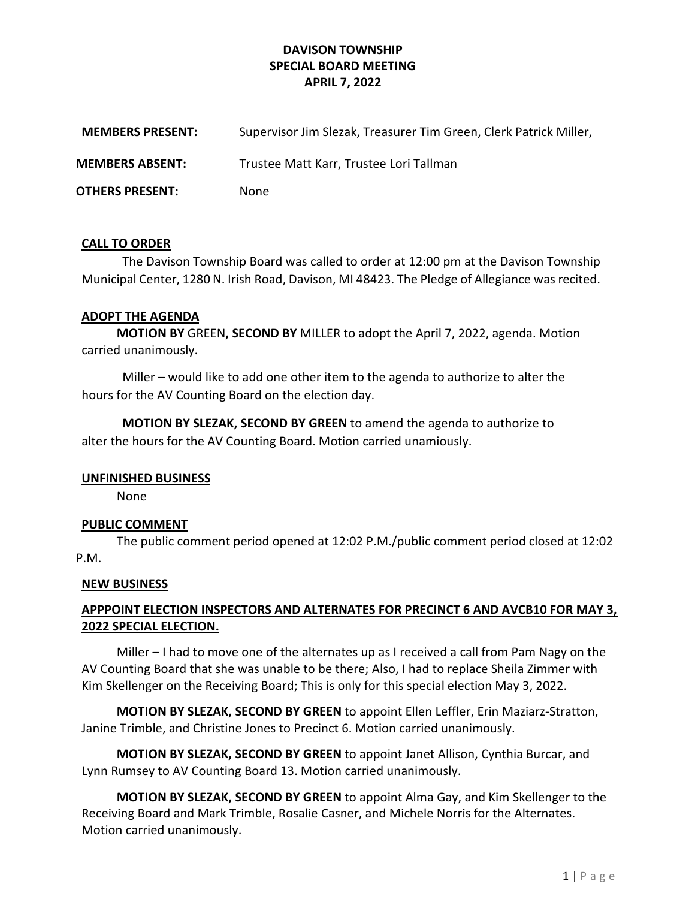# DAVISON TOWNSHIP
## SPECIAL BOARD MEETING
## APRIL 7, 2022

**MEMBERS PRESENT:** Supervisor Jim Slezak, Treasurer Tim Green, Clerk Patrick Miller,

**MEMBERS ABSENT:** Trustee Matt Karr, Trustee Lori Tallman

**OTHERS PRESENT:** None

**CALL TO ORDER**

The Davison Township Board was called to order at 12:00 pm at the Davison Township Municipal Center, 1280 N. Irish Road, Davison, MI 48423. The Pledge of Allegiance was recited.

**ADOPT THE AGENDA**

**MOTION BY** GREEN**, SECOND BY** MILLER to adopt the April 7, 2022, agenda. Motion carried unanimously.

Miller – would like to add one other item to the agenda to authorize to alter the hours for the AV Counting Board on the election day.

**MOTION BY SLEZAK, SECOND BY GREEN** to amend the agenda to authorize to alter the hours for the AV Counting Board. Motion carried unamiously.

**UNFINISHED BUSINESS**

None

**PUBLIC COMMENT**

The public comment period opened at 12:02 P.M./public comment period closed at 12:02 P.M.

**NEW BUSINESS**

**APPPOINT ELECTION INSPECTORS AND ALTERNATES FOR PRECINCT 6 AND AVCB10 FOR MAY 3, 2022 SPECIAL ELECTION.**

Miller – I had to move one of the alternates up as I received a call from Pam Nagy on the AV Counting Board that she was unable to be there; Also, I had to replace Sheila Zimmer with Kim Skellenger on the Receiving Board; This is only for this special election May 3, 2022.

**MOTION BY SLEZAK, SECOND BY GREEN** to appoint Ellen Leffler, Erin Maziarz-Stratton, Janine Trimble, and Christine Jones to Precinct 6. Motion carried unanimously.

**MOTION BY SLEZAK, SECOND BY GREEN** to appoint Janet Allison, Cynthia Burcar, and Lynn Rumsey to AV Counting Board 13. Motion carried unanimously.

**MOTION BY SLEZAK, SECOND BY GREEN** to appoint Alma Gay, and Kim Skellenger to the Receiving Board and Mark Trimble, Rosalie Casner, and Michele Norris for the Alternates. Motion carried unanimously.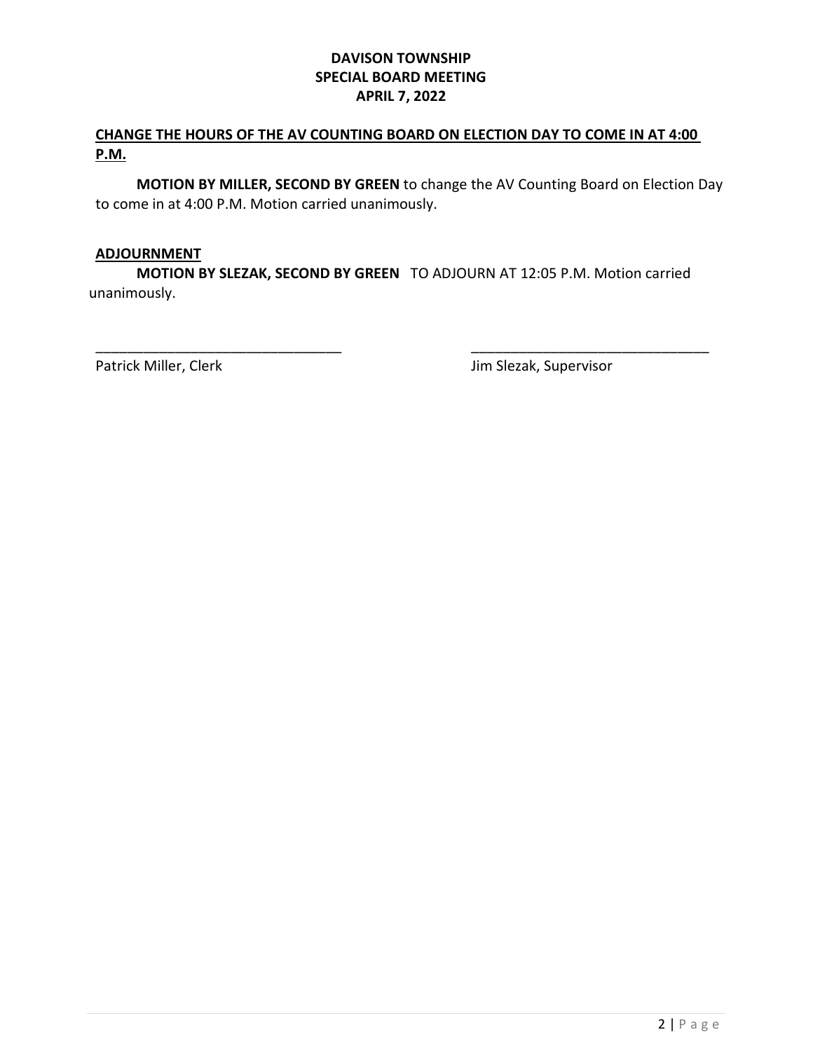**DAVISON TOWNSHIP**
**SPECIAL BOARD MEETING**
**APRIL 7, 2022**

**CHANGE THE HOURS OF THE AV COUNTING BOARD ON ELECTION DAY TO COME IN AT 4:00 P.M.**

**MOTION BY MILLER, SECOND BY GREEN** to change the AV Counting Board on Election Day to come in at 4:00 P.M. Motion carried unanimously.

**ADJOURNMENT**

**MOTION BY SLEZAK, SECOND BY GREEN** TO ADJOURN AT 12:05 P.M. Motion carried unanimously.

________________________________
Patrick Miller, Clerk

________________________________
Jim Slezak, Supervisor